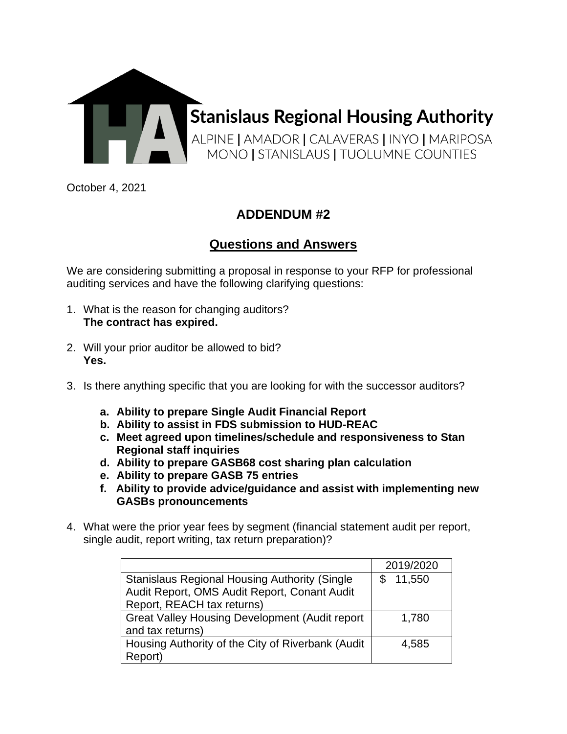Stanislaus Regional Housing Authority

ALPINE | AMADOR | CALAVERAS | INYO | MARIPOSA
MONO | STANISLAUS | TUOLUMNE COUNTIES

October 4, 2021

## ADDENDUM #2

## Questions and Answers

We are considering submitting a proposal in response to your RFP for professional auditing services and have the following clarifying questions:

1. What is the reason for changing auditors?
   **The contract has expired.**

2. Will your prior auditor be allowed to bid?
   **Yes.**

3. Is there anything specific that you are looking for with the successor auditors?

   a. **Ability to prepare Single Audit Financial Report**
   b. **Ability to assist in FDS submission to HUD-REAC**
   c. **Meet agreed upon timelines/schedule and responsiveness to Stan Regional staff inquiries**
   d. **Ability to prepare GASB68 cost sharing plan calculation**
   e. **Ability to prepare GASB 75 entries**
   f. **Ability to provide advice/guidance and assist with implementing new GASBs pronouncements**

4. What were the prior year fees by segment (financial statement audit per report, single audit, report writing, tax return preparation)?

| | 2019/2020 |
|---|---|
| Stanislaus Regional Housing Authority (Single Audit Report, OMS Audit Report, Conant Audit Report, REACH tax returns) | $ 11,550 |
| Great Valley Housing Development (Audit report and tax returns) | 1,780 |
| Housing Authority of the City of Riverbank (Audit Report) | 4,585 |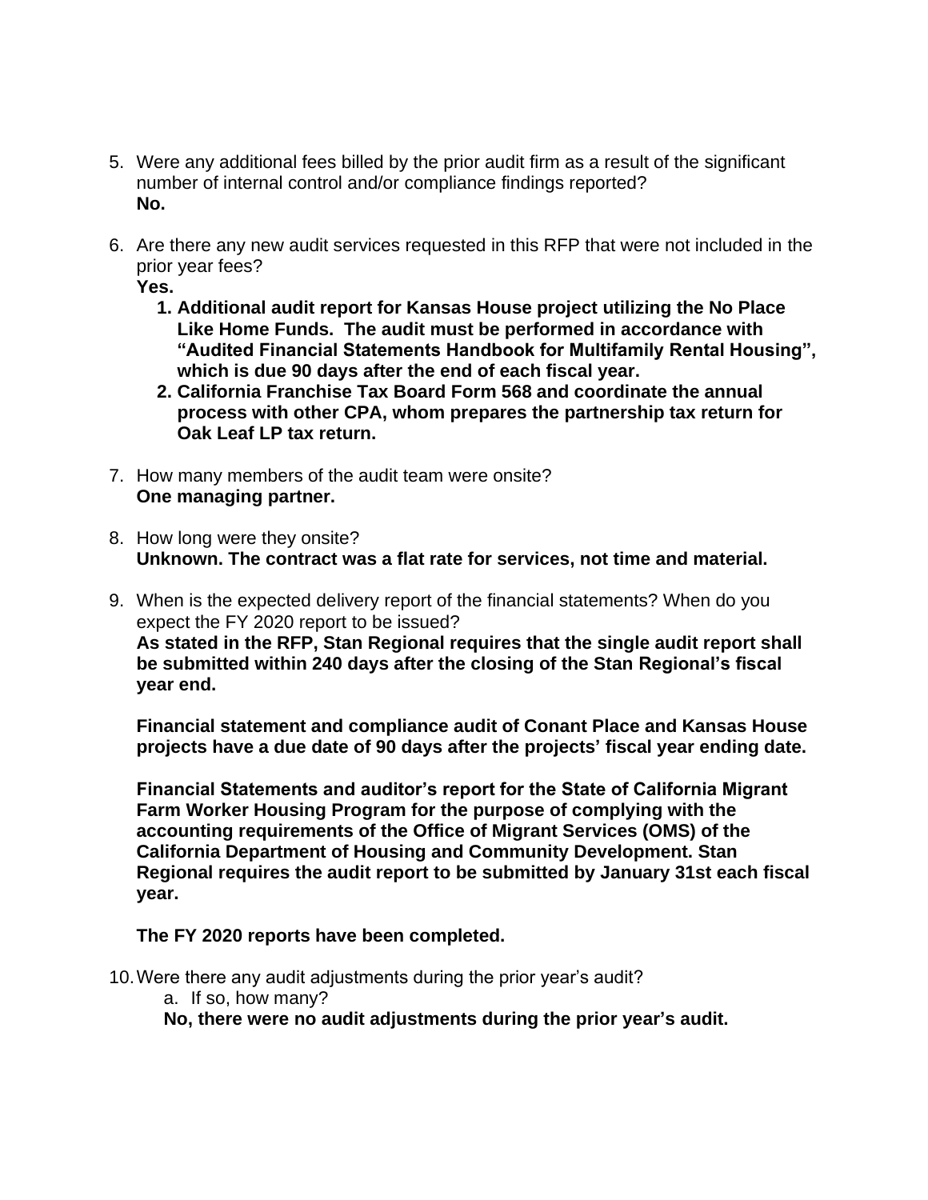5. Were any additional fees billed by the prior audit firm as a result of the significant number of internal control and/or compliance findings reported?
   **No.**

6. Are there any new audit services requested in this RFP that were not included in the prior year fees?
   **Yes.**
   1. **Additional audit report for Kansas House project utilizing the No Place Like Home Funds. The audit must be performed in accordance with "Audited Financial Statements Handbook for Multifamily Rental Housing", which is due 90 days after the end of each fiscal year.**
   2. **California Franchise Tax Board Form 568 and coordinate the annual process with other CPA, whom prepares the partnership tax return for Oak Leaf LP tax return.**

7. How many members of the audit team were onsite?
   **One managing partner.**

8. How long were they onsite?
   **Unknown. The contract was a flat rate for services, not time and material.**

9. When is the expected delivery report of the financial statements? When do you expect the FY 2020 report to be issued?
   **As stated in the RFP, Stan Regional requires that the single audit report shall be submitted within 240 days after the closing of the Stan Regional's fiscal year end.**

   **Financial statement and compliance audit of Conant Place and Kansas House projects have a due date of 90 days after the projects' fiscal year ending date.**

   **Financial Statements and auditor's report for the State of California Migrant Farm Worker Housing Program for the purpose of complying with the accounting requirements of the Office of Migrant Services (OMS) of the California Department of Housing and Community Development. Stan Regional requires the audit report to be submitted by January 31st each fiscal year.**

   **The FY 2020 reports have been completed.**

10. Were there any audit adjustments during the prior year's audit?
    a. If so, how many?
    **No, there were no audit adjustments during the prior year's audit.**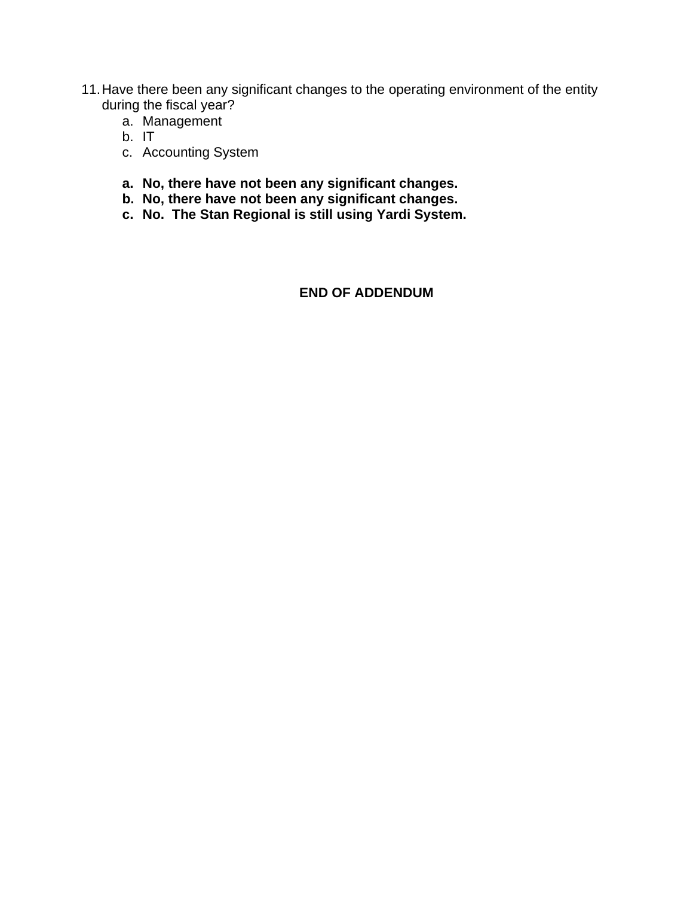11. Have there been any significant changes to the operating environment of the entity during the fiscal year?
    a. Management
    b. IT
    c. Accounting System

    **a. No, there have not been any significant changes.**
    **b. No, there have not been any significant changes.**
    **c. No.  The Stan Regional is still using Yardi System.**

**END OF ADDENDUM**